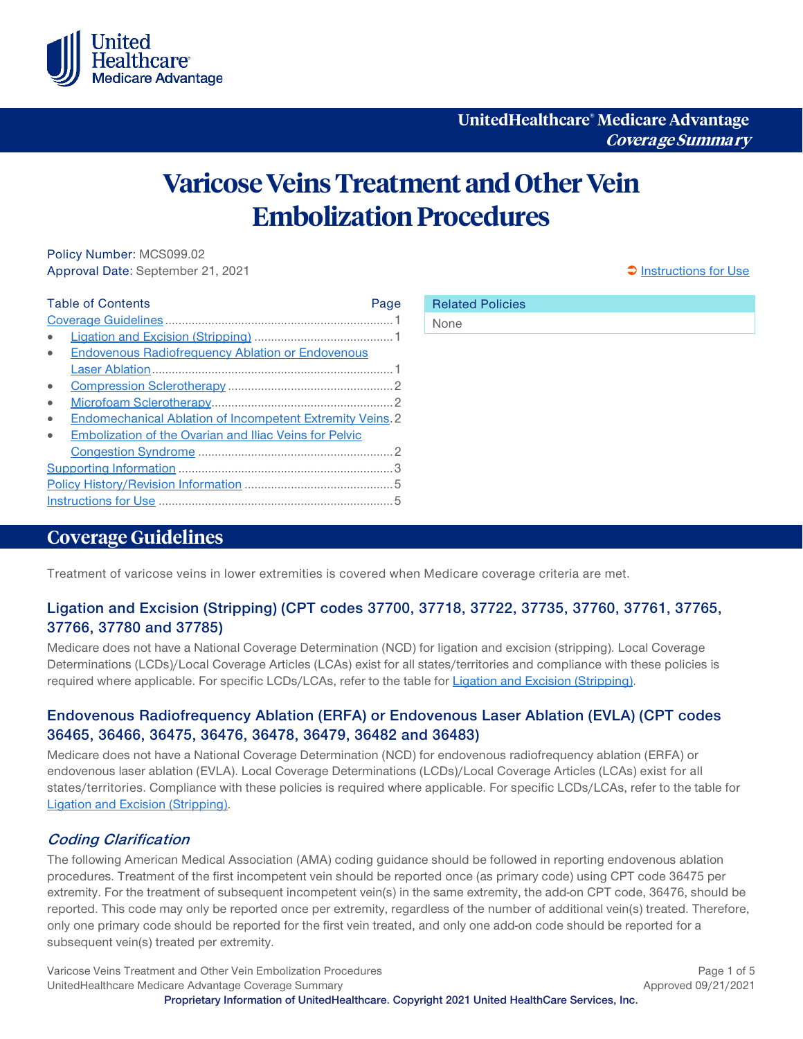UnitedHealthcare® Medicare Advantage
*Coverage Summary*

# Varicose Veins Treatment and Other Vein Embolization Procedures

Policy Number: MCS099.02
Approval Date: September 21, 2021

Instructions for Use

| Table of Contents | Page |
|---|---|
| Coverage Guidelines | 1 |
| • Ligation and Excision (Stripping) | 1 |
| • Endovenous Radiofrequency Ablation or Endovenous Laser Ablation | 1 |
| • Compression Sclerotherapy | 2 |
| • Microfoam Sclerotherapy | 2 |
| • Endomechanical Ablation of Incompetent Extremity Veins | 2 |
| • Embolization of the Ovarian and Iliac Veins for Pelvic Congestion Syndrome | 2 |
| Supporting Information | 3 |
| Policy History/Revision Information | 5 |
| Instructions for Use | 5 |

| Related Policies |
|---|
| None |

## Coverage Guidelines

Treatment of varicose veins in lower extremities is covered when Medicare coverage criteria are met.

### Ligation and Excision (Stripping) (CPT codes 37700, 37718, 37722, 37735, 37760, 37761, 37765, 37766, 37780 and 37785)

Medicare does not have a National Coverage Determination (NCD) for ligation and excision (stripping). Local Coverage Determinations (LCDs)/Local Coverage Articles (LCAs) exist for all states/territories and compliance with these policies is required where applicable. For specific LCDs/LCAs, refer to the table for Ligation and Excision (Stripping).

### Endovenous Radiofrequency Ablation (ERFA) or Endovenous Laser Ablation (EVLA) (CPT codes 36465, 36466, 36475, 36476, 36478, 36479, 36482 and 36483)

Medicare does not have a National Coverage Determination (NCD) for endovenous radiofrequency ablation (ERFA) or endovenous laser ablation (EVLA). Local Coverage Determinations (LCDs)/Local Coverage Articles (LCAs) exist for all states/territories. Compliance with these policies is required where applicable. For specific LCDs/LCAs, refer to the table for Ligation and Excision (Stripping).

### *Coding Clarification*

The following American Medical Association (AMA) coding guidance should be followed in reporting endovenous ablation procedures. Treatment of the first incompetent vein should be reported once (as primary code) using CPT code 36475 per extremity. For the treatment of subsequent incompetent vein(s) in the same extremity, the add-on CPT code, 36476, should be reported. This code may only be reported once per extremity, regardless of the number of additional vein(s) treated. Therefore, only one primary code should be reported for the first vein treated, and only one add-on code should be reported for a subsequent vein(s) treated per extremity.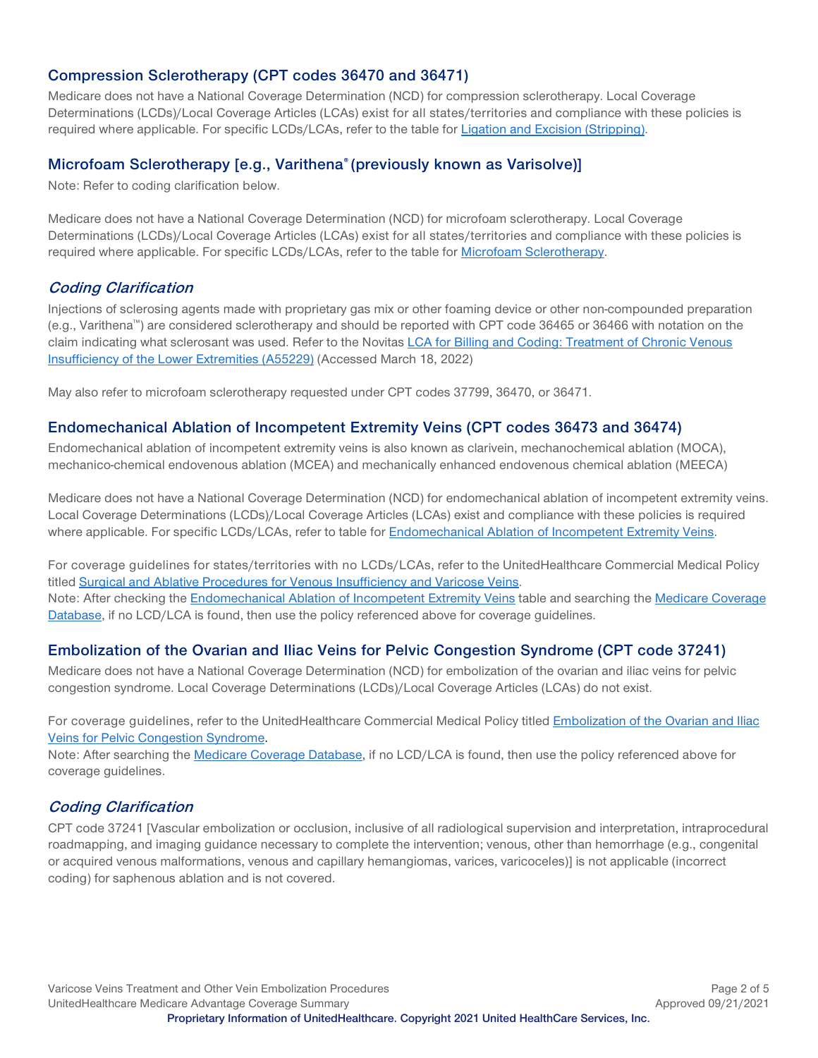## Compression Sclerotherapy (CPT codes 36470 and 36471)

Medicare does not have a National Coverage Determination (NCD) for compression sclerotherapy. Local Coverage Determinations (LCDs)/Local Coverage Articles (LCAs) exist for all states/territories and compliance with these policies is required where applicable. For specific LCDs/LCAs, refer to the table for Ligation and Excision (Stripping).

## Microfoam Sclerotherapy [e.g., Varithena® (previously known as Varisolve)]

Note: Refer to coding clarification below.

Medicare does not have a National Coverage Determination (NCD) for microfoam sclerotherapy. Local Coverage Determinations (LCDs)/Local Coverage Articles (LCAs) exist for all states/territories and compliance with these policies is required where applicable. For specific LCDs/LCAs, refer to the table for Microfoam Sclerotherapy.

### *Coding Clarification*

Injections of sclerosing agents made with proprietary gas mix or other foaming device or other non-compounded preparation (e.g., Varithena™) are considered sclerotherapy and should be reported with CPT code 36465 or 36466 with notation on the claim indicating what sclerosant was used. Refer to the Novitas LCA for Billing and Coding: Treatment of Chronic Venous Insufficiency of the Lower Extremities (A55229) (Accessed March 18, 2022)

May also refer to microfoam sclerotherapy requested under CPT codes 37799, 36470, or 36471.

## Endomechanical Ablation of Incompetent Extremity Veins (CPT codes 36473 and 36474)

Endomechanical ablation of incompetent extremity veins is also known as clarivein, mechanochemical ablation (MOCA), mechanico-chemical endovenous ablation (MCEA) and mechanically enhanced endovenous chemical ablation (MEECA)

Medicare does not have a National Coverage Determination (NCD) for endomechanical ablation of incompetent extremity veins. Local Coverage Determinations (LCDs)/Local Coverage Articles (LCAs) exist and compliance with these policies is required where applicable. For specific LCDs/LCAs, refer to table for Endomechanical Ablation of Incompetent Extremity Veins.

For coverage guidelines for states/territories with no LCDs/LCAs, refer to the UnitedHealthcare Commercial Medical Policy titled Surgical and Ablative Procedures for Venous Insufficiency and Varicose Veins.
Note: After checking the Endomechanical Ablation of Incompetent Extremity Veins table and searching the Medicare Coverage Database, if no LCD/LCA is found, then use the policy referenced above for coverage guidelines.

## Embolization of the Ovarian and Iliac Veins for Pelvic Congestion Syndrome (CPT code 37241)

Medicare does not have a National Coverage Determination (NCD) for embolization of the ovarian and iliac veins for pelvic congestion syndrome. Local Coverage Determinations (LCDs)/Local Coverage Articles (LCAs) do not exist.

For coverage guidelines, refer to the UnitedHealthcare Commercial Medical Policy titled Embolization of the Ovarian and Iliac Veins for Pelvic Congestion Syndrome.
Note: After searching the Medicare Coverage Database, if no LCD/LCA is found, then use the policy referenced above for coverage guidelines.

### *Coding Clarification*

CPT code 37241 [Vascular embolization or occlusion, inclusive of all radiological supervision and interpretation, intraprocedural roadmapping, and imaging guidance necessary to complete the intervention; venous, other than hemorrhage (e.g., congenital or acquired venous malformations, venous and capillary hemangiomas, varices, varicoceles)] is not applicable (incorrect coding) for saphenous ablation and is not covered.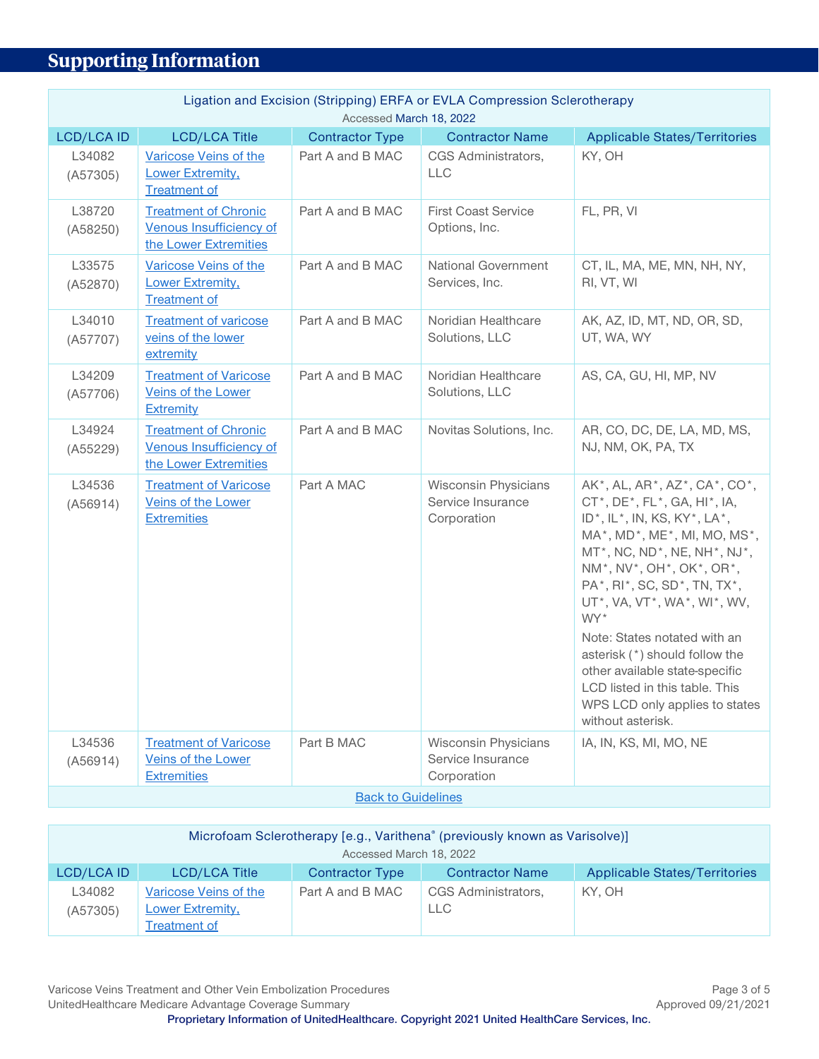# Supporting Information

| Ligation and Excision (Stripping) ERFA or EVLA Compression Sclerotherapy<br>Accessed March 18, 2022 | | | | |
|---|---|---|---|---|
| **LCD/LCA ID** | **LCD/LCA Title** | **Contractor Type** | **Contractor Name** | **Applicable States/Territories** |
| L34082 (A57305) | Varicose Veins of the Lower Extremity, Treatment of | Part A and B MAC | CGS Administrators, LLC | KY, OH |
| L38720 (A58250) | Treatment of Chronic Venous Insufficiency of the Lower Extremities | Part A and B MAC | First Coast Service Options, Inc. | FL, PR, VI |
| L33575 (A52870) | Varicose Veins of the Lower Extremity, Treatment of | Part A and B MAC | National Government Services, Inc. | CT, IL, MA, ME, MN, NH, NY, RI, VT, WI |
| L34010 (A57707) | Treatment of varicose veins of the lower extremity | Part A and B MAC | Noridian Healthcare Solutions, LLC | AK, AZ, ID, MT, ND, OR, SD, UT, WA, WY |
| L34209 (A57706) | Treatment of Varicose Veins of the Lower Extremity | Part A and B MAC | Noridian Healthcare Solutions, LLC | AS, CA, GU, HI, MP, NV |
| L34924 (A55229) | Treatment of Chronic Venous Insufficiency of the Lower Extremities | Part A and B MAC | Novitas Solutions, Inc. | AR, CO, DC, DE, LA, MD, MS, NJ, NM, OK, PA, TX |
| L34536 (A56914) | Treatment of Varicose Veins of the Lower Extremities | Part A MAC | Wisconsin Physicians Service Insurance Corporation | AK*, AL, AR*, AZ*, CA*, CO*, CT*, DE*, FL*, GA, HI*, IA, ID*, IL*, IN, KS, KY*, LA*, MA*, MD*, ME*, MI, MO, MS*, MT*, NC, ND*, NE, NH*, NJ*, NM*, NV*, OH*, OK*, OR*, PA*, RI*, SC, SD*, TN, TX*, UT*, VA, VT*, WA*, WI*, WV, WY*<br>Note: States notated with an asterisk (*) should follow the other available state-specific LCD listed in this table. This WPS LCD only applies to states without asterisk. |
| L34536 (A56914) | Treatment of Varicose Veins of the Lower Extremities | Part B MAC | Wisconsin Physicians Service Insurance Corporation | IA, IN, KS, MI, MO, NE |

Back to Guidelines

| Microfoam Sclerotherapy [e.g., Varithena® (previously known as Varisolve)]<br>Accessed March 18, 2022 | | | | |
|---|---|---|---|---|
| **LCD/LCA ID** | **LCD/LCA Title** | **Contractor Type** | **Contractor Name** | **Applicable States/Territories** |
| L34082 (A57305) | Varicose Veins of the Lower Extremity, Treatment of | Part A and B MAC | CGS Administrators, LLC | KY, OH |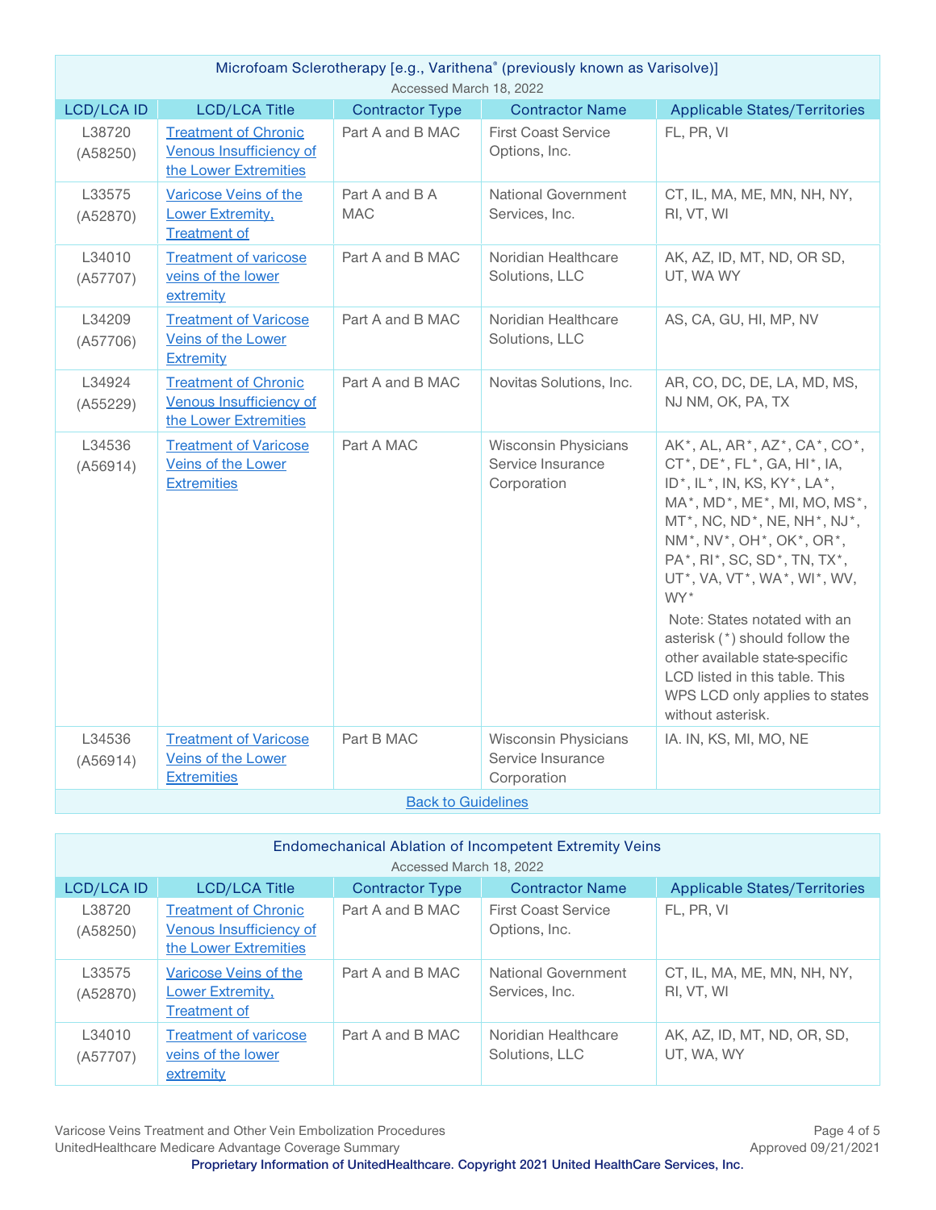| Microfoam Sclerotherapy [e.g., Varithena® (previously known as Varisolve)]<br>Accessed March 18, 2022 | | | | |
|---|---|---|---|---|
| **LCD/LCA ID** | **LCD/LCA Title** | **Contractor Type** | **Contractor Name** | **Applicable States/Territories** |
| L38720 (A58250) | Treatment of Chronic Venous Insufficiency of the Lower Extremities | Part A and B MAC | First Coast Service Options, Inc. | FL, PR, VI |
| L33575 (A52870) | Varicose Veins of the Lower Extremity, Treatment of | Part A and B A MAC | National Government Services, Inc. | CT, IL, MA, ME, MN, NH, NY, RI, VT, WI |
| L34010 (A57707) | Treatment of varicose veins of the lower extremity | Part A and B MAC | Noridian Healthcare Solutions, LLC | AK, AZ, ID, MT, ND, OR SD, UT, WA WY |
| L34209 (A57706) | Treatment of Varicose Veins of the Lower Extremity | Part A and B MAC | Noridian Healthcare Solutions, LLC | AS, CA, GU, HI, MP, NV |
| L34924 (A55229) | Treatment of Chronic Venous Insufficiency of the Lower Extremities | Part A and B MAC | Novitas Solutions, Inc. | AR, CO, DC, DE, LA, MD, MS, NJ NM, OK, PA, TX |
| L34536 (A56914) | Treatment of Varicose Veins of the Lower Extremities | Part A MAC | Wisconsin Physicians Service Insurance Corporation | AK*, AL, AR*, AZ*, CA*, CO*, CT*, DE*, FL*, GA, HI*, IA, ID*, IL*, IN, KS, KY*, LA*, MA*, MD*, ME*, MI, MO, MS*, MT*, NC, ND*, NE, NH*, NJ*, NM*, NV*, OH*, OK*, OR*, PA*, RI*, SC, SD*, TN, TX*, UT*, VA, VT*, WA*, WI*, WV, WY*<br>Note: States notated with an asterisk (*) should follow the other available state-specific LCD listed in this table. This WPS LCD only applies to states without asterisk. |
| L34536 (A56914) | Treatment of Varicose Veins of the Lower Extremities | Part B MAC | Wisconsin Physicians Service Insurance Corporation | IA. IN, KS, MI, MO, NE |
| Back to Guidelines | | | | |

| Endomechanical Ablation of Incompetent Extremity Veins<br>Accessed March 18, 2022 | | | | |
|---|---|---|---|---|
| **LCD/LCA ID** | **LCD/LCA Title** | **Contractor Type** | **Contractor Name** | **Applicable States/Territories** |
| L38720 (A58250) | Treatment of Chronic Venous Insufficiency of the Lower Extremities | Part A and B MAC | First Coast Service Options, Inc. | FL, PR, VI |
| L33575 (A52870) | Varicose Veins of the Lower Extremity, Treatment of | Part A and B MAC | National Government Services, Inc. | CT, IL, MA, ME, MN, NH, NY, RI, VT, WI |
| L34010 (A57707) | Treatment of varicose veins of the lower extremity | Part A and B MAC | Noridian Healthcare Solutions, LLC | AK, AZ, ID, MT, ND, OR, SD, UT, WA, WY |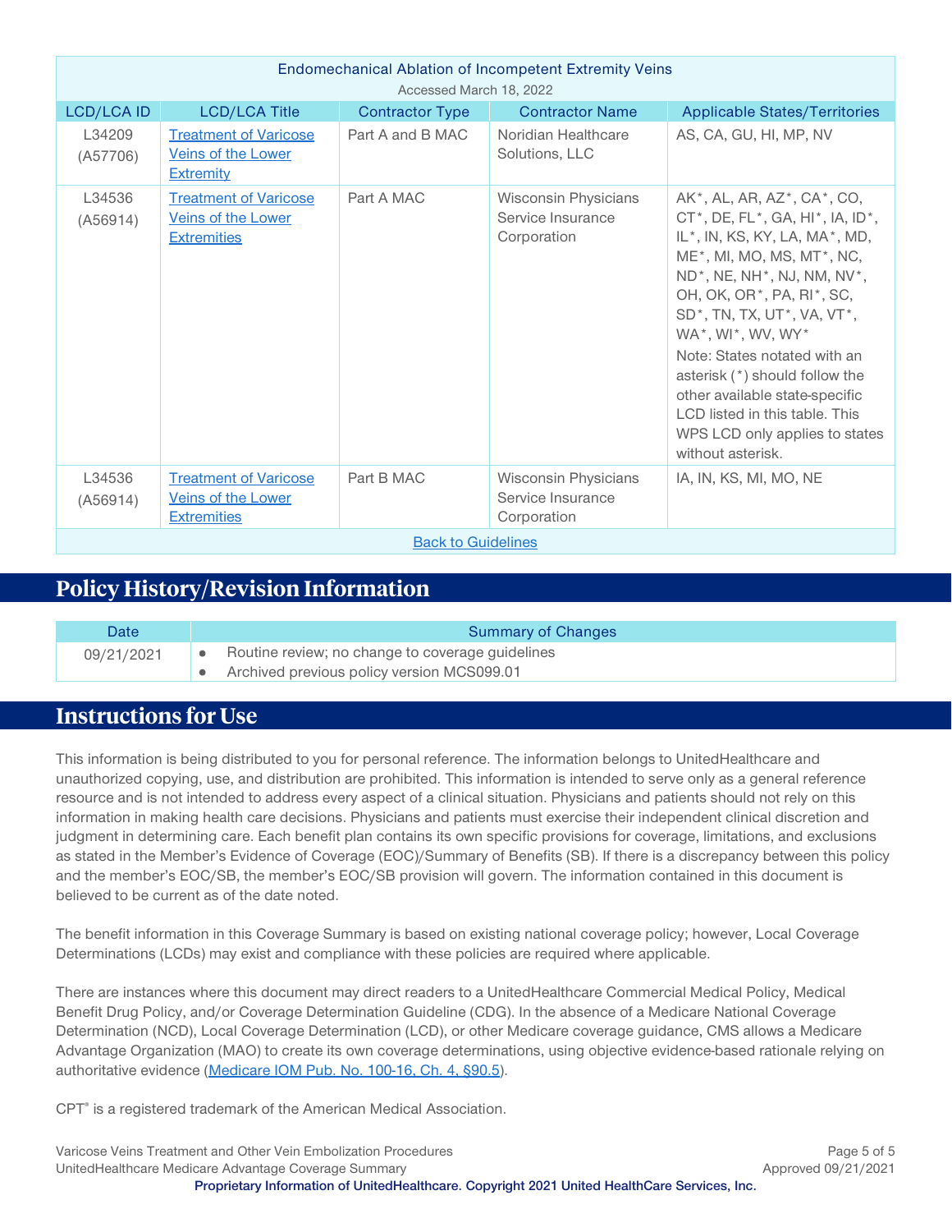| Endomechanical Ablation of Incompetent Extremity Veins<br>Accessed March 18, 2022 | | | | |
|---|---|---|---|---|
| LCD/LCA ID | LCD/LCA Title | Contractor Type | Contractor Name | Applicable States/Territories |
| L34209 (A57706) | [Treatment of Varicose Veins of the Lower Extremity]() | Part A and B MAC | Noridian Healthcare Solutions, LLC | AS, CA, GU, HI, MP, NV |
| L34536 (A56914) | [Treatment of Varicose Veins of the Lower Extremities]() | Part A MAC | Wisconsin Physicians Service Insurance Corporation | AK*, AL, AR, AZ*, CA*, CO, CT*, DE, FL*, GA, HI*, IA, ID*, IL*, IN, KS, KY, LA, MA*, MD, ME*, MI, MO, MS, MT*, NC, ND*, NE, NH*, NJ, NM, NV*, OH, OK, OR*, PA, RI*, SC, SD*, TN, TX, UT*, VA, VT*, WA*, WI*, WV, WY*<br>Note: States notated with an asterisk (*) should follow the other available state-specific LCD listed in this table. This WPS LCD only applies to states without asterisk. |
| L34536 (A56914) | [Treatment of Varicose Veins of the Lower Extremities]() | Part B MAC | Wisconsin Physicians Service Insurance Corporation | IA, IN, KS, MI, MO, NE |
| [Back to Guidelines]() | | | | |

# Policy History/Revision Information

| Date | Summary of Changes |
|---|---|
| 09/21/2021 | • Routine review; no change to coverage guidelines<br>• Archived previous policy version MCS099.01 |

# Instructions for Use

This information is being distributed to you for personal reference. The information belongs to UnitedHealthcare and unauthorized copying, use, and distribution are prohibited. This information is intended to serve only as a general reference resource and is not intended to address every aspect of a clinical situation. Physicians and patients should not rely on this information in making health care decisions. Physicians and patients must exercise their independent clinical discretion and judgment in determining care. Each benefit plan contains its own specific provisions for coverage, limitations, and exclusions as stated in the Member's Evidence of Coverage (EOC)/Summary of Benefits (SB). If there is a discrepancy between this policy and the member's EOC/SB, the member's EOC/SB provision will govern. The information contained in this document is believed to be current as of the date noted.

The benefit information in this Coverage Summary is based on existing national coverage policy; however, Local Coverage Determinations (LCDs) may exist and compliance with these policies are required where applicable.

There are instances where this document may direct readers to a UnitedHealthcare Commercial Medical Policy, Medical Benefit Drug Policy, and/or Coverage Determination Guideline (CDG). In the absence of a Medicare National Coverage Determination (NCD), Local Coverage Determination (LCD), or other Medicare coverage guidance, CMS allows a Medicare Advantage Organization (MAO) to create its own coverage determinations, using objective evidence-based rationale relying on authoritative evidence ([Medicare IOM Pub. No. 100-16, Ch. 4, §90.5]()).

CPT® is a registered trademark of the American Medical Association.